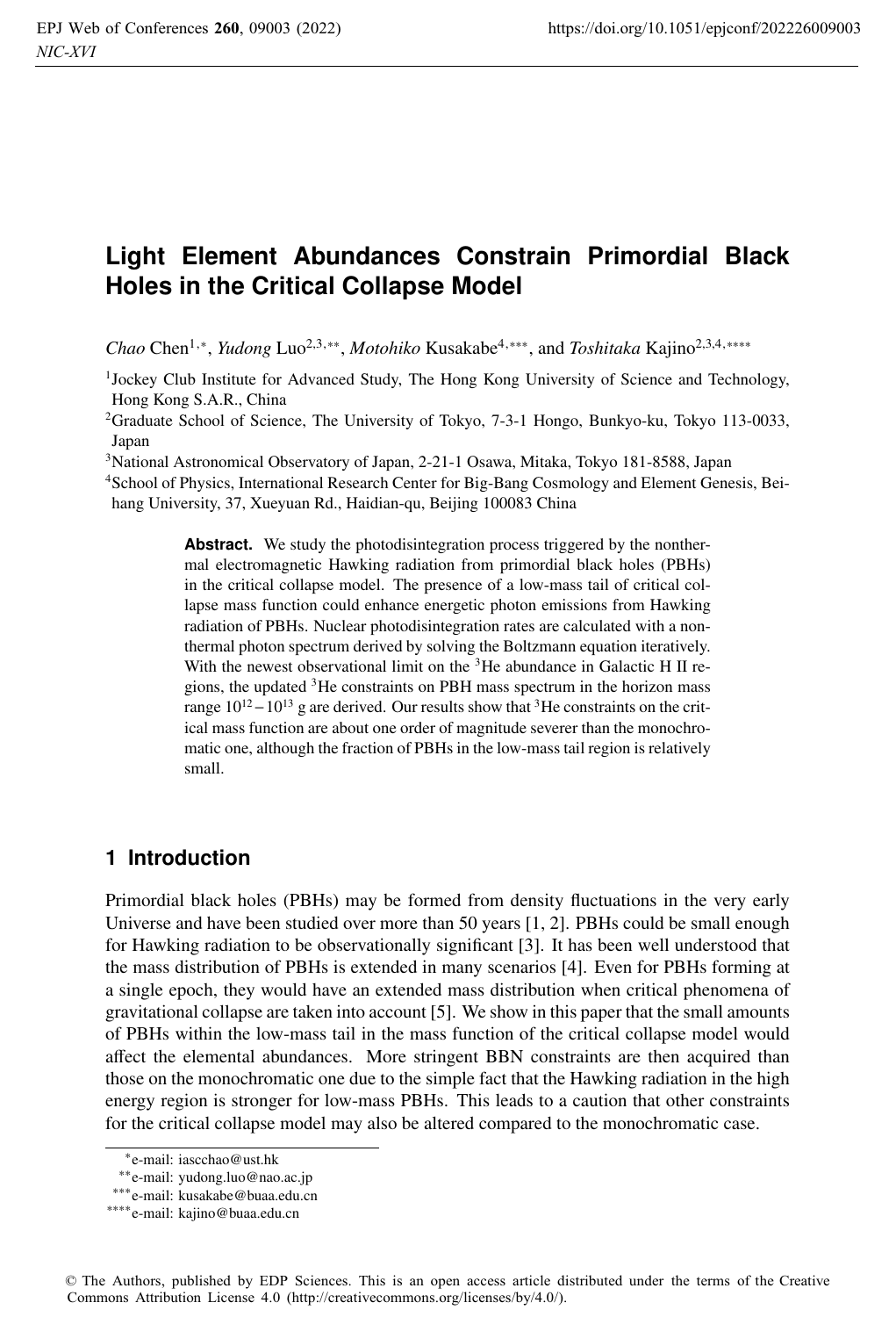# Light Element Abundances Constrain Primordial Black Holes in the Critical Collapse Model

*Chao* Chen[1,*], *Yudong* Luo[2,3,**], *Motohiko* Kusakabe[4,***], and *Toshitaka* Kajino[2,3,4,****]

[1]Jockey Club Institute for Advanced Study, The Hong Kong University of Science and Technology, Hong Kong S.A.R., China

[2]Graduate School of Science, The University of Tokyo, 7-3-1 Hongo, Bunkyo-ku, Tokyo 113-0033, Japan

[3]National Astronomical Observatory of Japan, 2-21-1 Osawa, Mitaka, Tokyo 181-8588, Japan

[4]School of Physics, International Research Center for Big-Bang Cosmology and Element Genesis, Beihang University, 37, Xueyuan Rd., Haidian-qu, Beijing 100083 China

**Abstract.** We study the photodisintegration process triggered by the nonthermal electromagnetic Hawking radiation from primordial black holes (PBHs) in the critical collapse model. The presence of a low-mass tail of critical collapse mass function could enhance energetic photon emissions from Hawking radiation of PBHs. Nuclear photodisintegration rates are calculated with a nonthermal photon spectrum derived by solving the Boltzmann equation iteratively. With the newest observational limit on the $^3$He abundance in Galactic H II regions, the updated $^3$He constraints on PBH mass spectrum in the horizon mass range $10^{12}-10^{13}$ g are derived. Our results show that $^3$He constraints on the critical mass function are about one order of magnitude severer than the monochromatic one, although the fraction of PBHs in the low-mass tail region is relatively small.

## 1 Introduction

Primordial black holes (PBHs) may be formed from density fluctuations in the very early Universe and have been studied over more than 50 years [1, 2]. PBHs could be small enough for Hawking radiation to be observationally significant [3]. It has been well understood that the mass distribution of PBHs is extended in many scenarios [4]. Even for PBHs forming at a single epoch, they would have an extended mass distribution when critical phenomena of gravitational collapse are taken into account [5]. We show in this paper that the small amounts of PBHs within the low-mass tail in the mass function of the critical collapse model would affect the elemental abundances. More stringent BBN constraints are then acquired than those on the monochromatic one due to the simple fact that the Hawking radiation in the high energy region is stronger for low-mass PBHs. This leads to a caution that other constraints for the critical collapse model may also be altered compared to the monochromatic case.

[*]e-mail: iascchao@ust.hk

[**]e-mail: yudong.luo@nao.ac.jp

[***]e-mail: kusakabe@buaa.edu.cn

[****]e-mail: kajino@buaa.edu.cn

© The Authors, published by EDP Sciences. This is an open access article distributed under the terms of the Creative Commons Attribution License 4.0 (http://creativecommons.org/licenses/by/4.0/).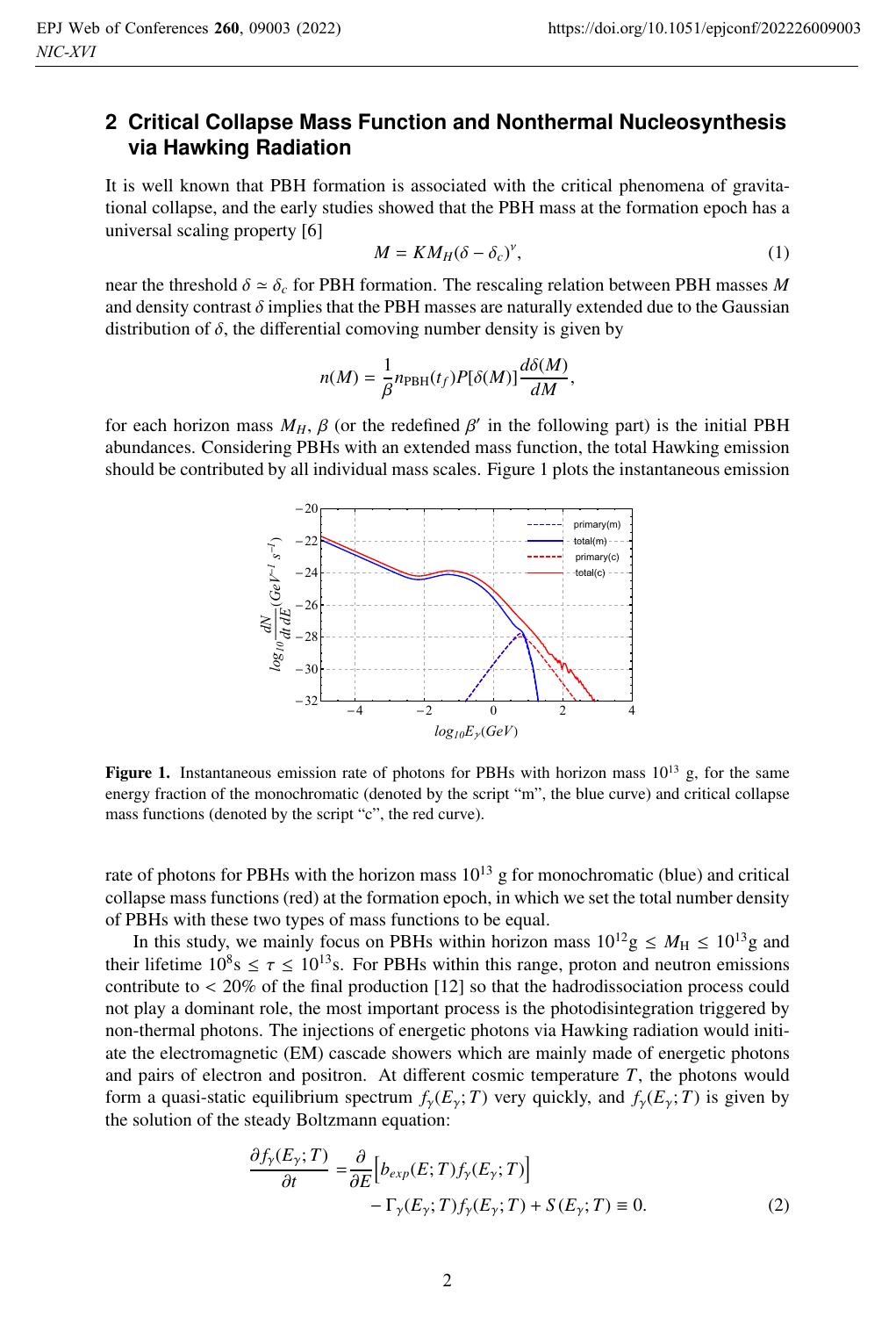## 2 Critical Collapse Mass Function and Nonthermal Nucleosynthesis via Hawking Radiation

It is well known that PBH formation is associated with the critical phenomena of gravitational collapse, and the early studies showed that the PBH mass at the formation epoch has a universal scaling property [6]

$$M = KM_H(\delta - \delta_c)^{\gamma}, \tag{1}$$

near the threshold $\delta \simeq \delta_c$ for PBH formation. The rescaling relation between PBH masses $M$ and density contrast $\delta$ implies that the PBH masses are naturally extended due to the Gaussian distribution of $\delta$, the differential comoving number density is given by

$$n(M) = \frac{1}{\beta} n_{\rm PBH}(t_f) P[\delta(M)] \frac{d\delta(M)}{dM},$$

for each horizon mass $M_H$, $\beta$ (or the redefined $\beta'$ in the following part) is the initial PBH abundances. Considering PBHs with an extended mass function, the total Hawking emission should be contributed by all individual mass scales. Figure 1 plots the instantaneous emission rate of photons for PBHs with the horizon mass $10^{13}$ g for monochromatic (blue) and critical collapse mass functions (red) at the formation epoch, in which we set the total number density of PBHs with these two types of mass functions to be equal.

**Figure 1.** Instantaneous emission rate of photons for PBHs with horizon mass $10^{13}$ g, for the same energy fraction of the monochromatic (denoted by the script "m", the blue curve) and critical collapse mass functions (denoted by the script "c", the red curve).

In this study, we mainly focus on PBHs within horizon mass $10^{12}\text{g} \leq M_{\rm H} \leq 10^{13}\text{g}$ and their lifetime $10^{8}\text{s} \leq \tau \leq 10^{13}\text{s}$. For PBHs within this range, proton and neutron emissions contribute to $< 20\%$ of the final production [12] so that the hadrodissociation process could not play a dominant role, the most important process is the photodisintegration triggered by non-thermal photons. The injections of energetic photons via Hawking radiation would initiate the electromagnetic (EM) cascade showers which are mainly made of energetic photons and pairs of electron and positron. At different cosmic temperature $T$, the photons would form a quasi-static equilibrium spectrum $f_{\gamma}(E_{\gamma};T)$ very quickly, and $f_{\gamma}(E_{\gamma};T)$ is given by the solution of the steady Boltzmann equation:

$$\begin{aligned}\frac{\partial f_{\gamma}(E_{\gamma};T)}{\partial t} =& \frac{\partial}{\partial E}\Big[b_{exp}(E;T) f_{\gamma}(E_{\gamma};T)\Big] \\ &- \Gamma_{\gamma}(E_{\gamma};T) f_{\gamma}(E_{\gamma};T) + S(E_{\gamma};T) \equiv 0.\end{aligned} \tag{2}$$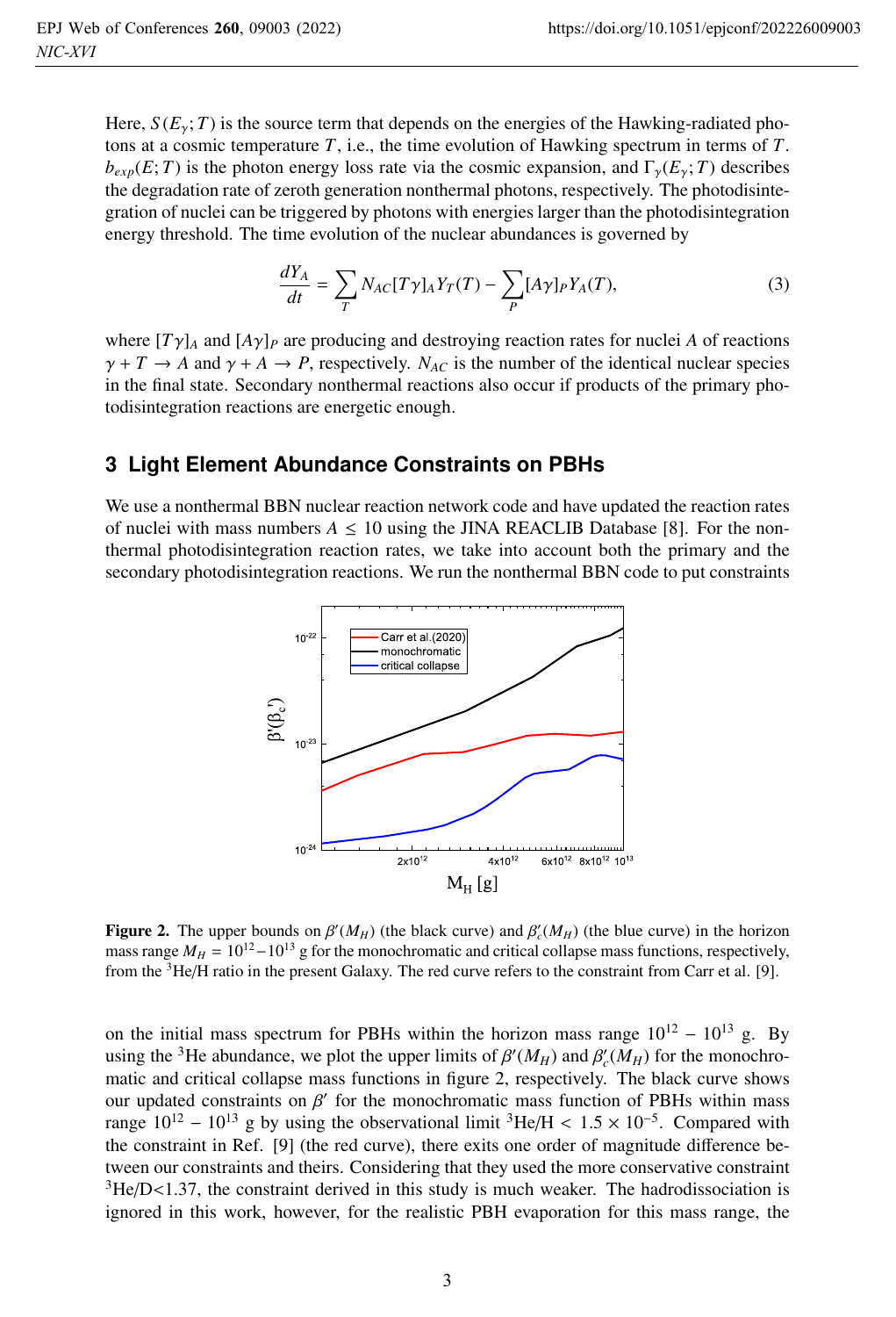Here, $S(E_\gamma; T)$ is the source term that depends on the energies of the Hawking-radiated photons at a cosmic temperature $T$, i.e., the time evolution of Hawking spectrum in terms of $T$. $b_{exp}(E; T)$ is the photon energy loss rate via the cosmic expansion, and $\Gamma_\gamma(E_\gamma; T)$ describes the degradation rate of zeroth generation nonthermal photons, respectively. The photodisintegration of nuclei can be triggered by photons with energies larger than the photodisintegration energy threshold. The time evolution of the nuclear abundances is governed by

$$\frac{dY_A}{dt} = \sum_T N_{AC}[T\gamma]_A Y_T(T) - \sum_P [A\gamma]_P Y_A(T), \tag{3}$$

where $[T\gamma]_A$ and $[A\gamma]_P$ are producing and destroying reaction rates for nuclei $A$ of reactions $\gamma + T \rightarrow A$ and $\gamma + A \rightarrow P$, respectively. $N_{AC}$ is the number of the identical nuclear species in the final state. Secondary nonthermal reactions also occur if products of the primary photodisintegration reactions are energetic enough.

## 3 Light Element Abundance Constraints on PBHs

We use a nonthermal BBN nuclear reaction network code and have updated the reaction rates of nuclei with mass numbers $A \leq 10$ using the JINA REACLIB Database [8]. For the nonthermal photodisintegration reaction rates, we take into account both the primary and the secondary photodisintegration reactions. We run the nonthermal BBN code to put constraints

**Figure 2.** The upper bounds on $\beta'(M_H)$ (the black curve) and $\beta'_c(M_H)$ (the blue curve) in the horizon mass range $M_H = 10^{12} - 10^{13}$ g for the monochromatic and critical collapse mass functions, respectively, from the $^3$He/H ratio in the present Galaxy. The red curve refers to the constraint from Carr et al. [9].

on the initial mass spectrum for PBHs within the horizon mass range $10^{12} - 10^{13}$ g. By using the $^3$He abundance, we plot the upper limits of $\beta'(M_H)$ and $\beta'_c(M_H)$ for the monochromatic and critical collapse mass functions in figure 2, respectively. The black curve shows our updated constraints on $\beta'$ for the monochromatic mass function of PBHs within mass range $10^{12} - 10^{13}$ g by using the observational limit $^3\mathrm{He/H} < 1.5 \times 10^{-5}$. Compared with the constraint in Ref. [9] (the red curve), there exits one order of magnitude difference between our constraints and theirs. Considering that they used the more conservative constraint $^3$He/D<1.37, the constraint derived in this study is much weaker. The hadrodissociation is ignored in this work, however, for the realistic PBH evaporation for this mass range, the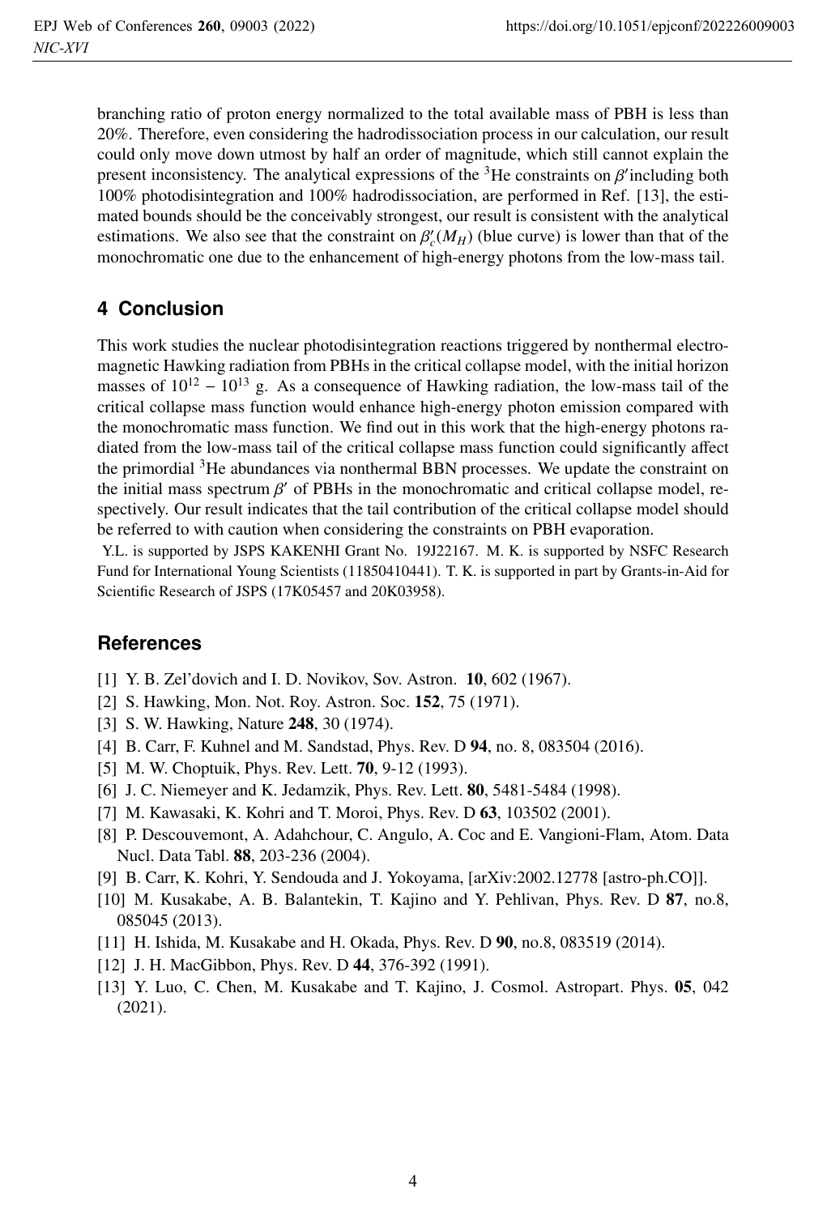branching ratio of proton energy normalized to the total available mass of PBH is less than 20%. Therefore, even considering the hadrodissociation process in our calculation, our result could only move down utmost by half an order of magnitude, which still cannot explain the present inconsistency. The analytical expressions of the $^3$He constraints on $\beta'$including both 100% photodisintegration and 100% hadrodissociation, are performed in Ref. [13], the estimated bounds should be the conceivably strongest, our result is consistent with the analytical estimations. We also see that the constraint on $\beta'_c(M_H)$ (blue curve) is lower than that of the monochromatic one due to the enhancement of high-energy photons from the low-mass tail.

## 4 Conclusion

This work studies the nuclear photodisintegration reactions triggered by nonthermal electromagnetic Hawking radiation from PBHs in the critical collapse model, with the initial horizon masses of $10^{12} - 10^{13}$ g. As a consequence of Hawking radiation, the low-mass tail of the critical collapse mass function would enhance high-energy photon emission compared with the monochromatic mass function. We find out in this work that the high-energy photons radiated from the low-mass tail of the critical collapse mass function could significantly affect the primordial $^3$He abundances via nonthermal BBN processes. We update the constraint on the initial mass spectrum $\beta'$ of PBHs in the monochromatic and critical collapse model, respectively. Our result indicates that the tail contribution of the critical collapse model should be referred to with caution when considering the constraints on PBH evaporation.

Y.L. is supported by JSPS KAKENHI Grant No. 19J22167. M. K. is supported by NSFC Research Fund for International Young Scientists (11850410441). T. K. is supported in part by Grants-in-Aid for Scientific Research of JSPS (17K05457 and 20K03958).

## References

[1] Y. B. Zel'dovich and I. D. Novikov, Sov. Astron. **10**, 602 (1967).

[2] S. Hawking, Mon. Not. Roy. Astron. Soc. **152**, 75 (1971).

[3] S. W. Hawking, Nature **248**, 30 (1974).

[4] B. Carr, F. Kuhnel and M. Sandstad, Phys. Rev. D **94**, no. 8, 083504 (2016).

[5] M. W. Choptuik, Phys. Rev. Lett. **70**, 9-12 (1993).

[6] J. C. Niemeyer and K. Jedamzik, Phys. Rev. Lett. **80**, 5481-5484 (1998).

[7] M. Kawasaki, K. Kohri and T. Moroi, Phys. Rev. D **63**, 103502 (2001).

[8] P. Descouvemont, A. Adahchour, C. Angulo, A. Coc and E. Vangioni-Flam, Atom. Data Nucl. Data Tabl. **88**, 203-236 (2004).

[9] B. Carr, K. Kohri, Y. Sendouda and J. Yokoyama, [arXiv:2002.12778 [astro-ph.CO]].

[10] M. Kusakabe, A. B. Balantekin, T. Kajino and Y. Pehlivan, Phys. Rev. D **87**, no.8, 085045 (2013).

[11] H. Ishida, M. Kusakabe and H. Okada, Phys. Rev. D **90**, no.8, 083519 (2014).

[12] J. H. MacGibbon, Phys. Rev. D **44**, 376-392 (1991).

[13] Y. Luo, C. Chen, M. Kusakabe and T. Kajino, J. Cosmol. Astropart. Phys. **05**, 042 (2021).